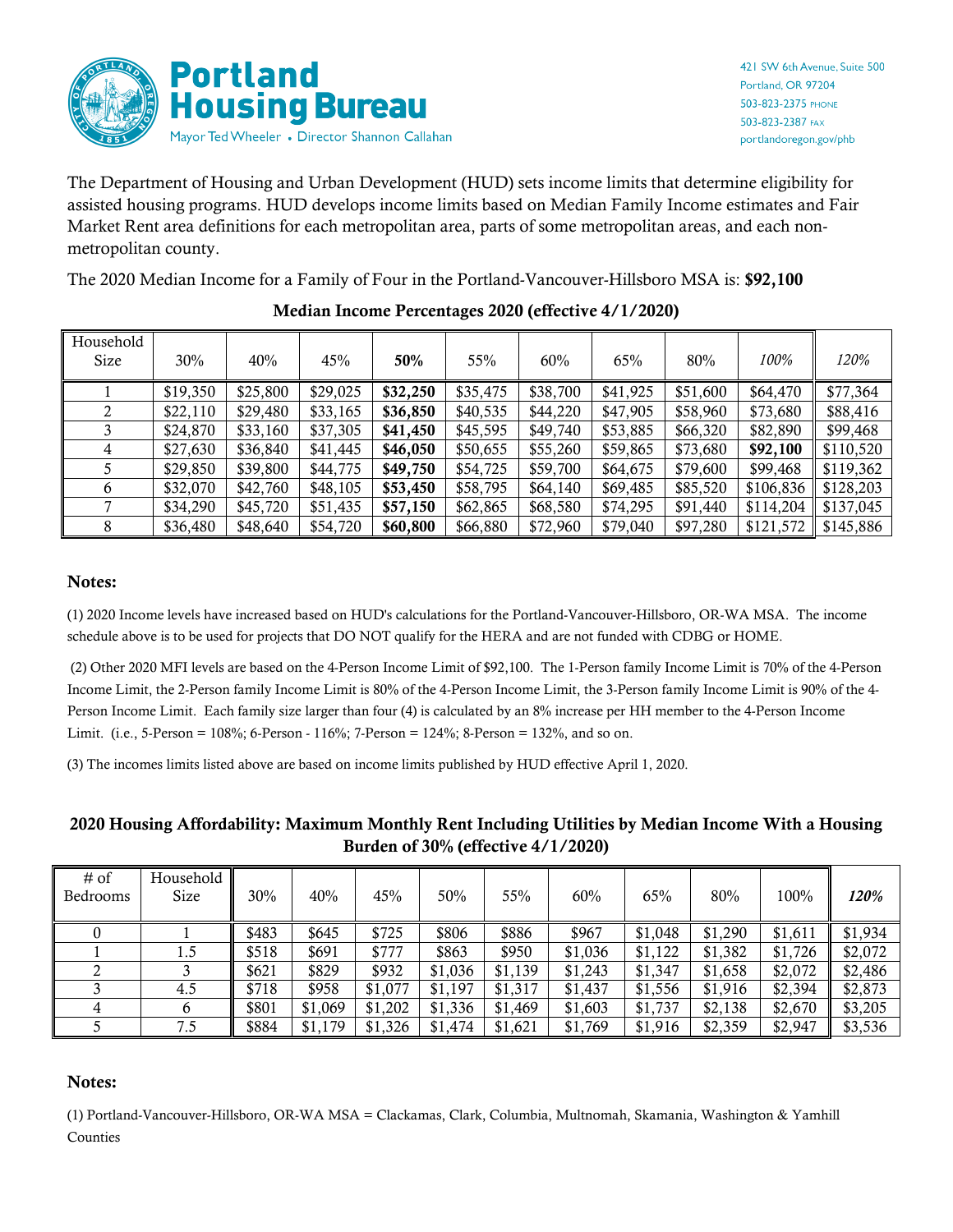# Portland Housing Bureau

Mayor Ted Wheeler • Director Shannon Callahan

421 SW 6th Avenue, Suite 500
Portland, OR 97204
503-823-2375 PHONE
503-823-2387 FAX
portlandoregon.gov/phb

The Department of Housing and Urban Development (HUD) sets income limits that determine eligibility for assisted housing programs. HUD develops income limits based on Median Family Income estimates and Fair Market Rent area definitions for each metropolitan area, parts of some metropolitan areas, and each non-metropolitan county.

The 2020 Median Income for a Family of Four in the Portland-Vancouver-Hillsboro MSA is: **$92,100**

## Median Income Percentages 2020 (effective 4/1/2020)

| Household Size | 30% | 40% | 45% | **50%** | 55% | 60% | 65% | 80% | *100%* | *120%* |
|---|---|---|---|---|---|---|---|---|---|---|
| 1 | $19,350 | $25,800 | $29,025 | **$32,250** | $35,475 | $38,700 | $41,925 | $51,600 | $64,470 | $77,364 |
| 2 | $22,110 | $29,480 | $33,165 | **$36,850** | $40,535 | $44,220 | $47,905 | $58,960 | $73,680 | $88,416 |
| 3 | $24,870 | $33,160 | $37,305 | **$41,450** | $45,595 | $49,740 | $53,885 | $66,320 | $82,890 | $99,468 |
| 4 | $27,630 | $36,840 | $41,445 | **$46,050** | $50,655 | $55,260 | $59,865 | $73,680 | **$92,100** | $110,520 |
| 5 | $29,850 | $39,800 | $44,775 | **$49,750** | $54,725 | $59,700 | $64,675 | $79,600 | $99,468 | $119,362 |
| 6 | $32,070 | $42,760 | $48,105 | **$53,450** | $58,795 | $64,140 | $69,485 | $85,520 | $106,836 | $128,203 |
| 7 | $34,290 | $45,720 | $51,435 | **$57,150** | $62,865 | $68,580 | $74,295 | $91,440 | $114,204 | $137,045 |
| 8 | $36,480 | $48,640 | $54,720 | **$60,800** | $66,880 | $72,960 | $79,040 | $97,280 | $121,572 | $145,886 |

### Notes:

(1) 2020 Income levels have increased based on HUD's calculations for the Portland-Vancouver-Hillsboro, OR-WA MSA. The income schedule above is to be used for projects that DO NOT qualify for the HERA and are not funded with CDBG or HOME.

(2) Other 2020 MFI levels are based on the 4-Person Income Limit of $92,100. The 1-Person family Income Limit is 70% of the 4-Person Income Limit, the 2-Person family Income Limit is 80% of the 4-Person Income Limit, the 3-Person family Income Limit is 90% of the 4-Person Income Limit. Each family size larger than four (4) is calculated by an 8% increase per HH member to the 4-Person Income Limit. (i.e., 5-Person = 108%; 6-Person - 116%; 7-Person = 124%; 8-Person = 132%, and so on.

(3) The incomes limits listed above are based on income limits published by HUD effective April 1, 2020.

## 2020 Housing Affordability: Maximum Monthly Rent Including Utilities by Median Income With a Housing Burden of 30% (effective 4/1/2020)

| # of Bedrooms | Household Size | 30% | 40% | 45% | 50% | 55% | 60% | 65% | 80% | 100% | ***120%*** |
|---|---|---|---|---|---|---|---|---|---|---|---|
| 0 | 1 | $483 | $645 | $725 | $806 | $886 | $967 | $1,048 | $1,290 | $1,611 | $1,934 |
| 1 | 1.5 | $518 | $691 | $777 | $863 | $950 | $1,036 | $1,122 | $1,382 | $1,726 | $2,072 |
| 2 | 3 | $621 | $829 | $932 | $1,036 | $1,139 | $1,243 | $1,347 | $1,658 | $2,072 | $2,486 |
| 3 | 4.5 | $718 | $958 | $1,077 | $1,197 | $1,317 | $1,437 | $1,556 | $1,916 | $2,394 | $2,873 |
| 4 | 6 | $801 | $1,069 | $1,202 | $1,336 | $1,469 | $1,603 | $1,737 | $2,138 | $2,670 | $3,205 |
| 5 | 7.5 | $884 | $1,179 | $1,326 | $1,474 | $1,621 | $1,769 | $1,916 | $2,359 | $2,947 | $3,536 |

### Notes:

(1) Portland-Vancouver-Hillsboro, OR-WA MSA = Clackamas, Clark, Columbia, Multnomah, Skamania, Washington & Yamhill Counties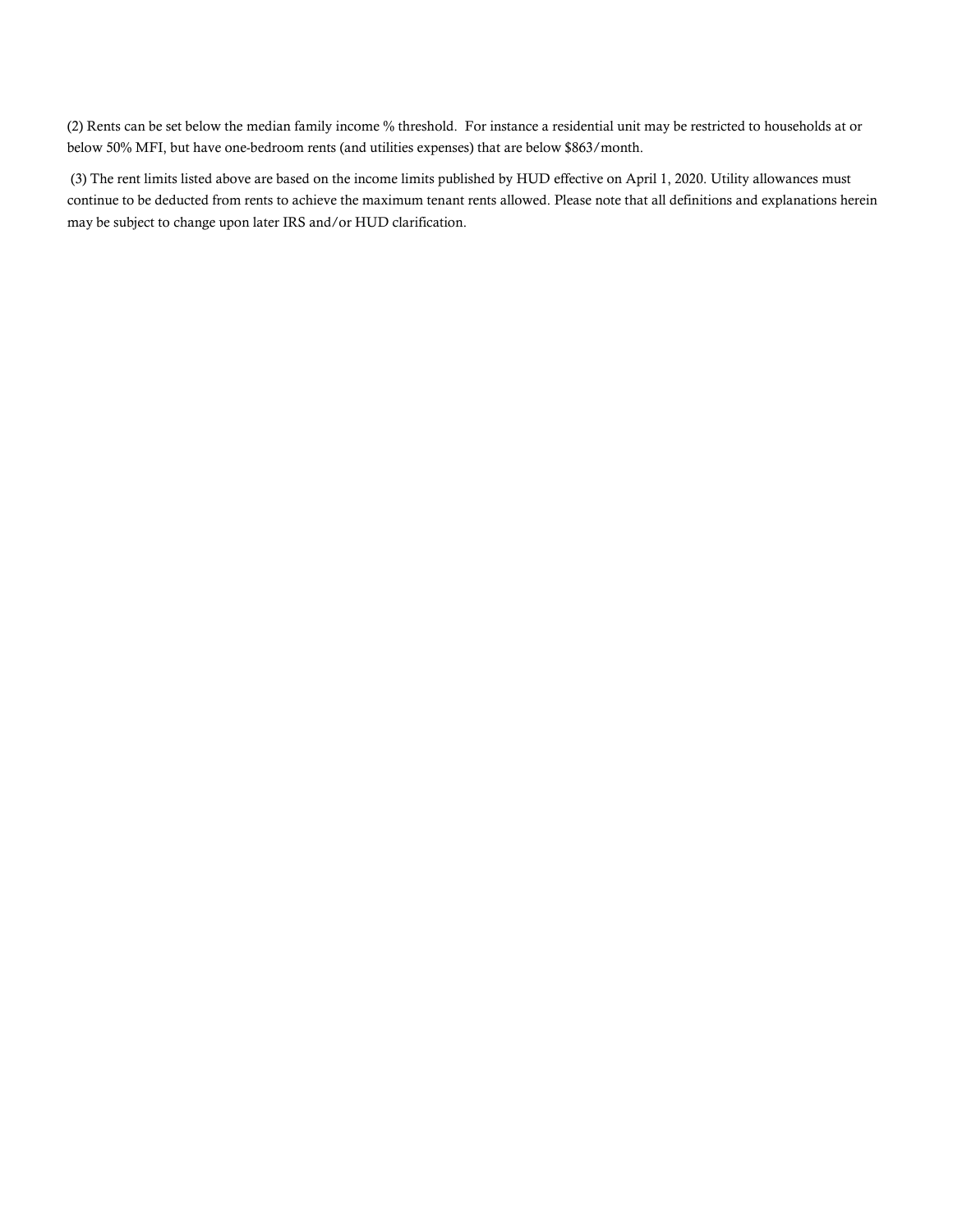(2) Rents can be set below the median family income % threshold. For instance a residential unit may be restricted to households at or below 50% MFI, but have one-bedroom rents (and utilities expenses) that are below $863/month.

(3) The rent limits listed above are based on the income limits published by HUD effective on April 1, 2020. Utility allowances must continue to be deducted from rents to achieve the maximum tenant rents allowed. Please note that all definitions and explanations herein may be subject to change upon later IRS and/or HUD clarification.